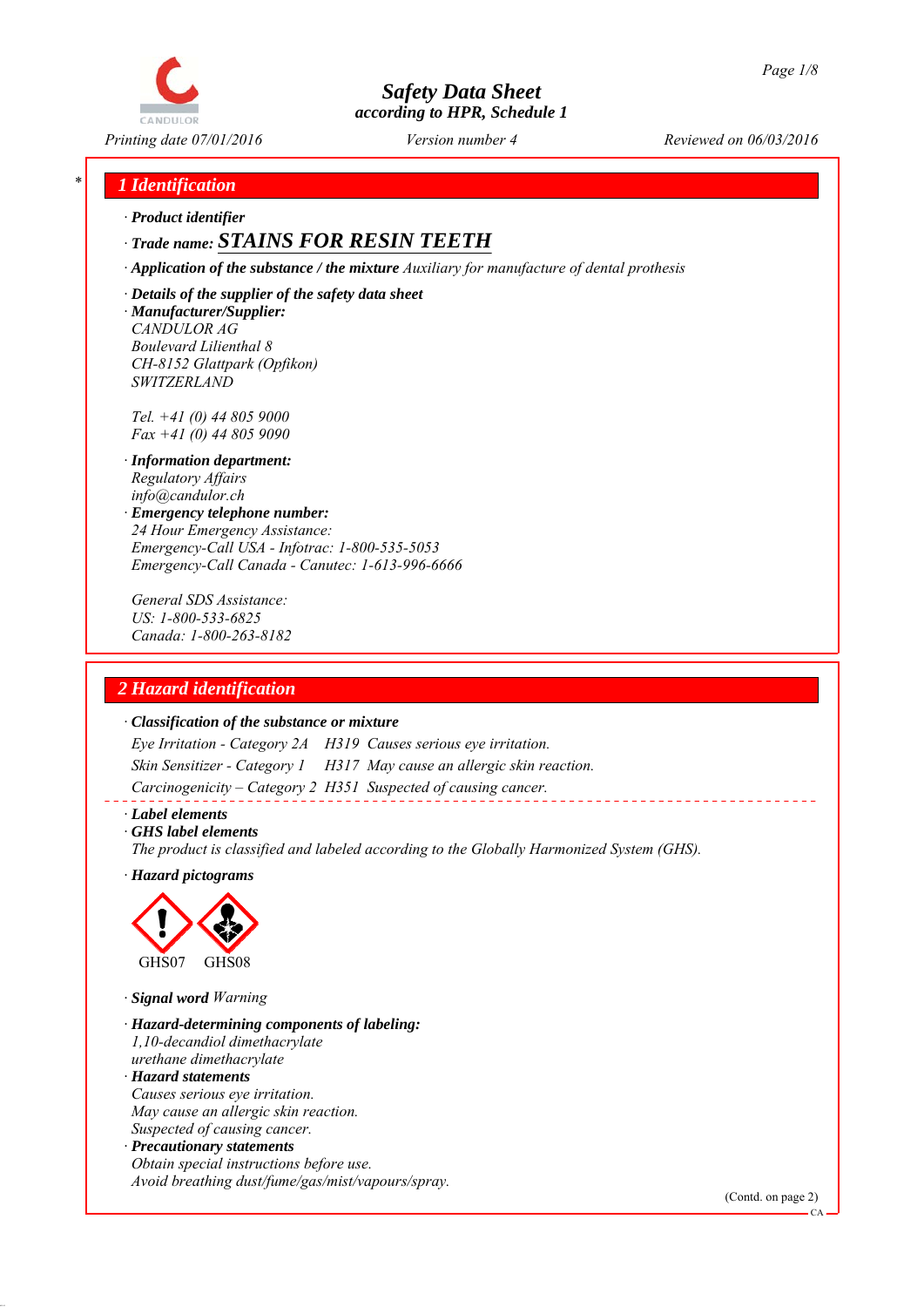# Safety Data Sheet
*according to HPR, Schedule 1*

Printing date 07/01/2016 Version number 4 Reviewed on 06/03/2016

## 1 Identification

· **Product identifier**

· **Trade name: STAINS FOR RESIN TEETH**

· **Application of the substance / the mixture** Auxiliary for manufacture of dental prothesis

· **Details of the supplier of the safety data sheet**

· **Manufacturer/Supplier:**
CANDULOR AG
Boulevard Lilienthal 8
CH-8152 Glattpark (Opfikon)
SWITZERLAND

Tel. +41 (0) 44 805 9000
Fax +41 (0) 44 805 9090

· **Information department:**
Regulatory Affairs
info@candulor.ch

· **Emergency telephone number:**
24 Hour Emergency Assistance:
Emergency-Call USA - Infotrac: 1-800-535-5053
Emergency-Call Canada - Canutec: 1-613-996-6666

General SDS Assistance:
US: 1-800-533-6825
Canada: 1-800-263-8182

## 2 Hazard identification

· **Classification of the substance or mixture**

Eye Irritation - Category 2A H319 Causes serious eye irritation.
Skin Sensitizer - Category 1 H317 May cause an allergic skin reaction.
Carcinogenicity – Category 2 H351 Suspected of causing cancer.

· **Label elements**

· **GHS label elements**

The product is classified and labeled according to the Globally Harmonized System (GHS).

· **Hazard pictograms**

GHS07 GHS08

· **Signal word** Warning

· **Hazard-determining components of labeling:**
1,10-decandiol dimethacrylate
urethane dimethacrylate

· **Hazard statements**
Causes serious eye irritation.
May cause an allergic skin reaction.
Suspected of causing cancer.

· **Precautionary statements**
Obtain special instructions before use.
Avoid breathing dust/fume/gas/mist/vapours/spray.

(Contd. on page 2)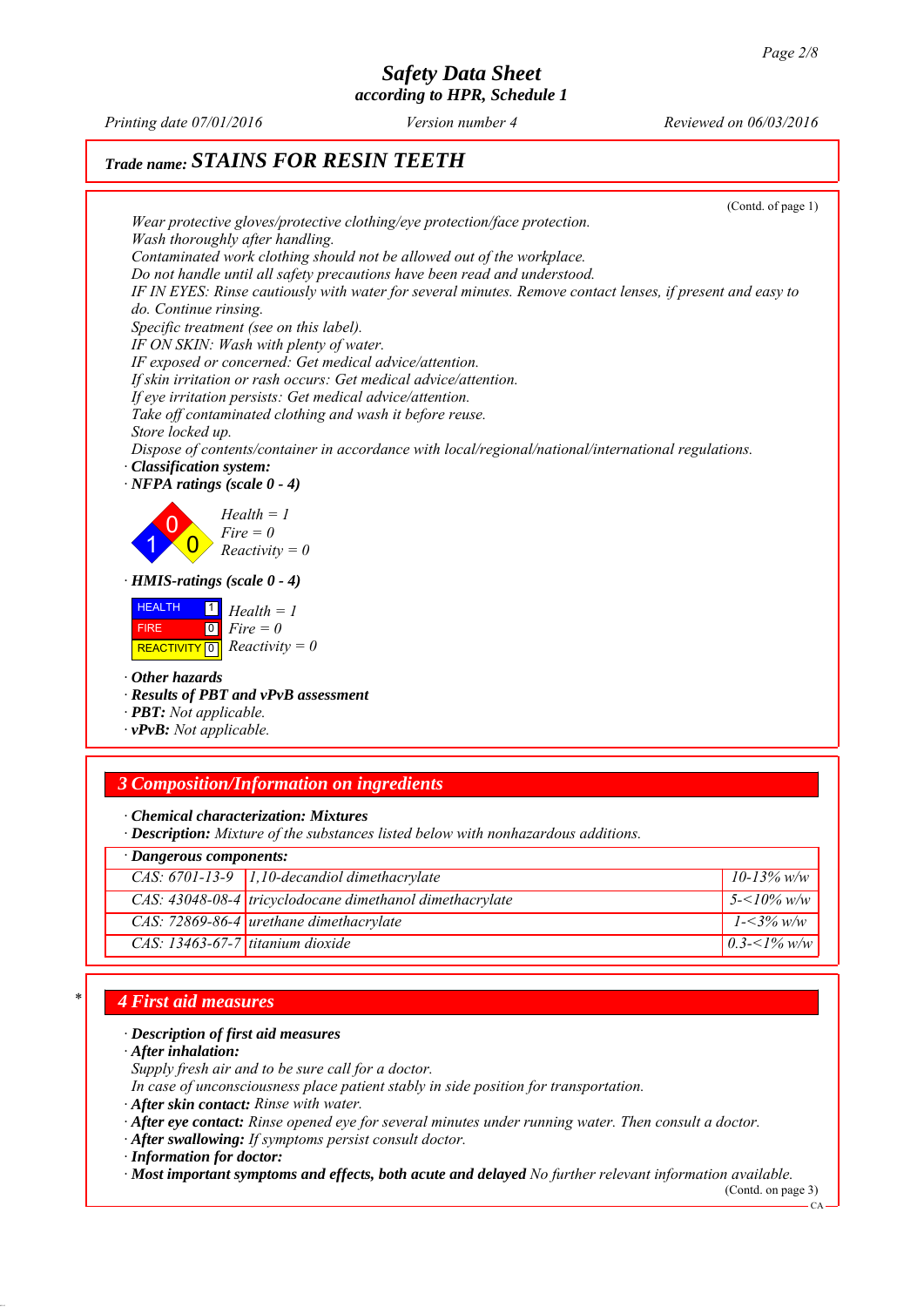# Safety Data Sheet
### according to HPR, Schedule 1

Printing date 07/01/2016 | Version number 4 | Reviewed on 06/03/2016

## Trade name: STAINS FOR RESIN TEETH

(Contd. of page 1)

Wear protective gloves/protective clothing/eye protection/face protection.
Wash thoroughly after handling.
Contaminated work clothing should not be allowed out of the workplace.
Do not handle until all safety precautions have been read and understood.
IF IN EYES: Rinse cautiously with water for several minutes. Remove contact lenses, if present and easy to do. Continue rinsing.
Specific treatment (see on this label).
IF ON SKIN: Wash with plenty of water.
IF exposed or concerned: Get medical advice/attention.
If skin irritation or rash occurs: Get medical advice/attention.
If eye irritation persists: Get medical advice/attention.
Take off contaminated clothing and wash it before reuse.
Store locked up.
Dispose of contents/container in accordance with local/regional/national/international regulations.

· **Classification system:**
· **NFPA ratings (scale 0 - 4)**

Health = 1
Fire = 0
Reactivity = 0

· **HMIS-ratings (scale 0 - 4)**

| HEALTH | 1 |
|---|---|
| FIRE | 0 |
| REACTIVITY | 0 |

Health = 1
Fire = 0
Reactivity = 0

· **Other hazards**
· **Results of PBT and vPvB assessment**
· **PBT:** Not applicable.
· **vPvB:** Not applicable.

## 3 Composition/Information on ingredients

· **Chemical characterization: Mixtures**
· **Description:** Mixture of the substances listed below with nonhazardous additions.

· **Dangerous components:**

| CAS | Name | Concentration |
|---|---|---|
| CAS: 6701-13-9 | 1,10-decandiol dimethacrylate | 10-13% w/w |
| CAS: 43048-08-4 | tricyclodocane dimethanol dimethacrylate | 5-<10% w/w |
| CAS: 72869-86-4 | urethane dimethacrylate | 1-<3% w/w |
| CAS: 13463-67-7 | titanium dioxide | 0.3-<1% w/w |

## 4 First aid measures

· **Description of first aid measures**
· **After inhalation:**
Supply fresh air and to be sure call for a doctor.
In case of unconsciousness place patient stably in side position for transportation.
· **After skin contact:** Rinse with water.
· **After eye contact:** Rinse opened eye for several minutes under running water. Then consult a doctor.
· **After swallowing:** If symptoms persist consult doctor.
· **Information for doctor:**
· **Most important symptoms and effects, both acute and delayed** No further relevant information available.

(Contd. on page 3)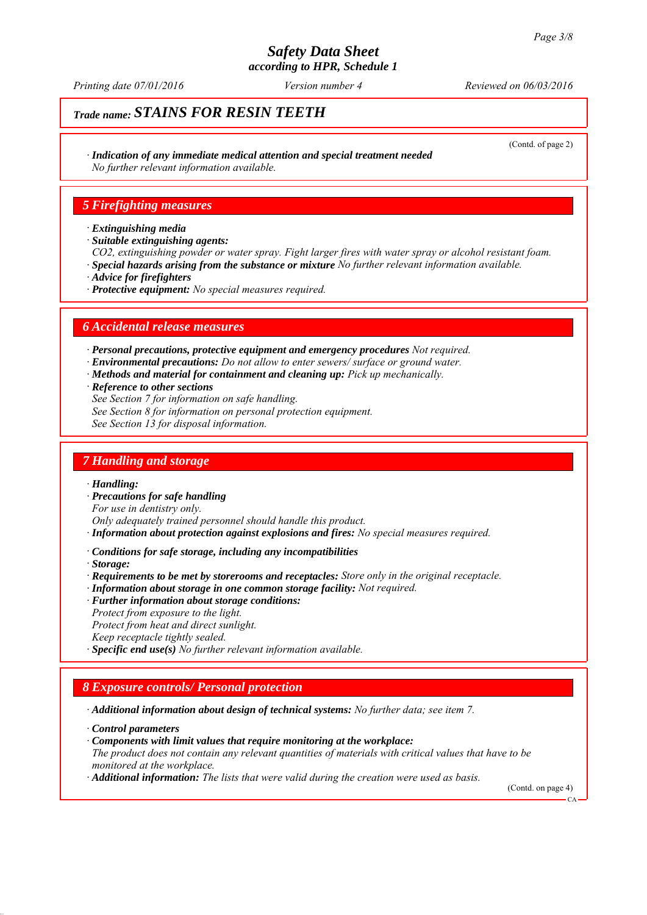# Safety Data Sheet
### according to HPR, Schedule 1

*Printing date 07/01/2016* | *Version number 4* | *Reviewed on 06/03/2016*

## *Trade name:* STAINS FOR RESIN TEETH

(Contd. of page 2)

· ***Indication of any immediate medical attention and special treatment needed***
*No further relevant information available.*

## 5 Firefighting measures

· ***Extinguishing media***
· ***Suitable extinguishing agents:***
*$CO_2$, extinguishing powder or water spray. Fight larger fires with water spray or alcohol resistant foam.*
· ***Special hazards arising from the substance or mixture*** *No further relevant information available.*
· ***Advice for firefighters***
· ***Protective equipment:*** *No special measures required.*

## 6 Accidental release measures

· ***Personal precautions, protective equipment and emergency procedures*** *Not required.*
· ***Environmental precautions:*** *Do not allow to enter sewers/ surface or ground water.*
· ***Methods and material for containment and cleaning up:*** *Pick up mechanically.*
· ***Reference to other sections***
*See Section 7 for information on safe handling.*
*See Section 8 for information on personal protection equipment.*
*See Section 13 for disposal information.*

## 7 Handling and storage

· ***Handling:***
· ***Precautions for safe handling***
*For use in dentistry only.*
*Only adequately trained personnel should handle this product.*
· ***Information about protection against explosions and fires:*** *No special measures required.*

· ***Conditions for safe storage, including any incompatibilities***
· ***Storage:***
· ***Requirements to be met by storerooms and receptacles:*** *Store only in the original receptacle.*
· ***Information about storage in one common storage facility:*** *Not required.*
· ***Further information about storage conditions:***
*Protect from exposure to the light.*
*Protect from heat and direct sunlight.*
*Keep receptacle tightly sealed.*
· ***Specific end use(s)*** *No further relevant information available.*

## 8 Exposure controls/ Personal protection

· ***Additional information about design of technical systems:*** *No further data; see item 7.*

· ***Control parameters***
· ***Components with limit values that require monitoring at the workplace:***
*The product does not contain any relevant quantities of materials with critical values that have to be monitored at the workplace.*
· ***Additional information:*** *The lists that were valid during the creation were used as basis.*

(Contd. on page 4)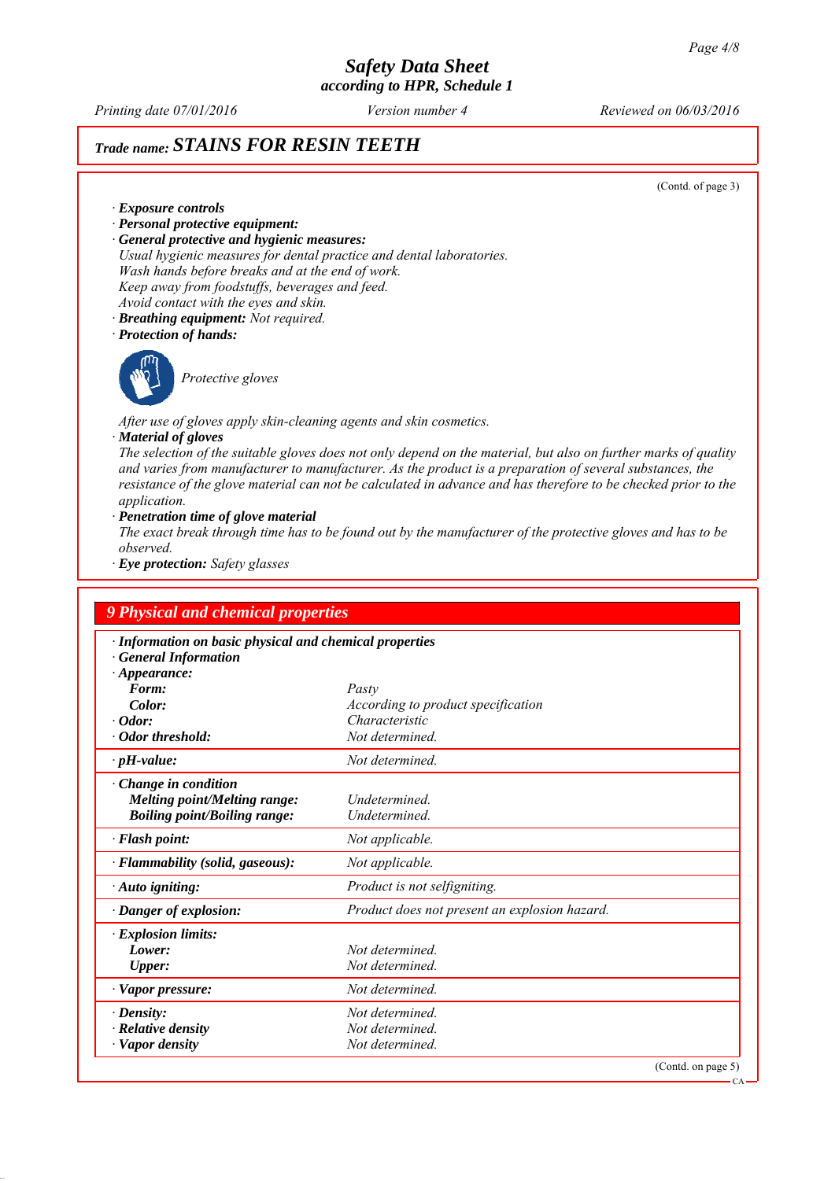## Trade name: STAINS FOR RESIN TEETH

(Contd. of page 3)

· **Exposure controls**
· **Personal protective equipment:**
· **General protective and hygienic measures:**
*Usual hygienic measures for dental practice and dental laboratories.*
*Wash hands before breaks and at the end of work.*
*Keep away from foodstuffs, beverages and feed.*
*Avoid contact with the eyes and skin.*
· **Breathing equipment:** *Not required.*
· **Protection of hands:**

*Protective gloves*

*After use of gloves apply skin-cleaning agents and skin cosmetics.*
· **Material of gloves**
*The selection of the suitable gloves does not only depend on the material, but also on further marks of quality and varies from manufacturer to manufacturer. As the product is a preparation of several substances, the resistance of the glove material can not be calculated in advance and has therefore to be checked prior to the application.*
· **Penetration time of glove material**
*The exact break through time has to be found out by the manufacturer of the protective gloves and has to be observed.*
· **Eye protection:** *Safety glasses*

## 9 Physical and chemical properties

| · **Information on basic physical and chemical properties** | |
|---|---|
| · **General Information** | |
| · **Appearance:** | |
| **Form:** | *Pasty* |
| **Color:** | *According to product specification* |
| · **Odor:** | *Characteristic* |
| · **Odor threshold:** | *Not determined.* |
| · **pH-value:** | *Not determined.* |
| · **Change in condition** | |
| **Melting point/Melting range:** | *Undetermined.* |
| **Boiling point/Boiling range:** | *Undetermined.* |
| · **Flash point:** | *Not applicable.* |
| · **Flammability (solid, gaseous):** | *Not applicable.* |
| · **Auto igniting:** | *Product is not selfigniting.* |
| · **Danger of explosion:** | *Product does not present an explosion hazard.* |
| · **Explosion limits:** | |
| **Lower:** | *Not determined.* |
| **Upper:** | *Not determined.* |
| · **Vapor pressure:** | *Not determined.* |
| · **Density:** | *Not determined.* |
| · **Relative density** | *Not determined.* |
| · **Vapor density** | *Not determined.* |

(Contd. on page 5)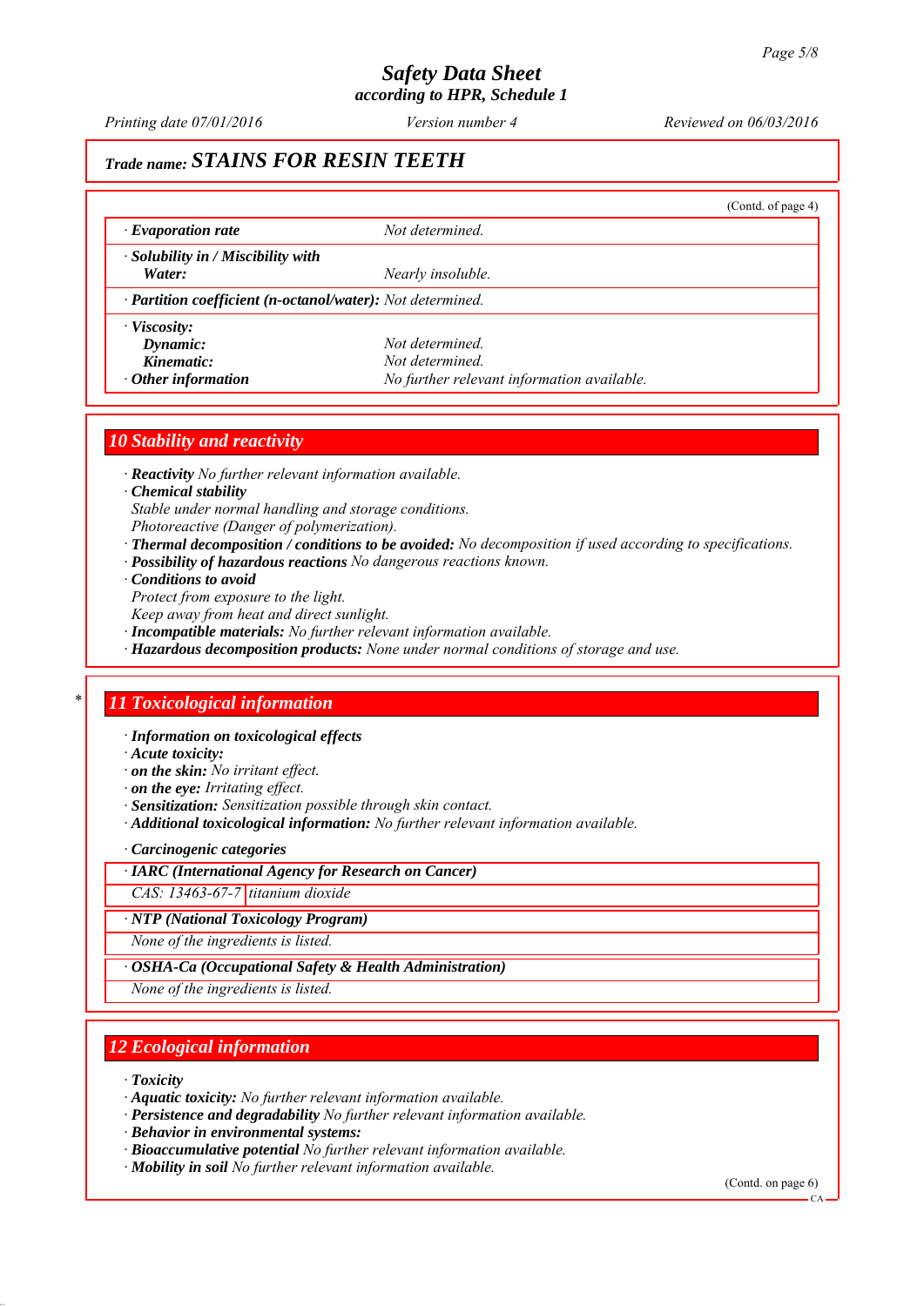**Trade name: STAINS FOR RESIN TEETH**

(Contd. of page 4)

| | |
|---|---|
| · **Evaporation rate** | Not determined. |
| · **Solubility in / Miscibility with Water:** | Nearly insoluble. |
| · **Partition coefficient (n-octanol/water):** Not determined. | |
| · **Viscosity:** | |
| **Dynamic:** | Not determined. |
| **Kinematic:** | Not determined. |
| · **Other information** | No further relevant information available. |

## 10 Stability and reactivity

· **Reactivity** No further relevant information available.
· **Chemical stability**
Stable under normal handling and storage conditions.
Photoreactive (Danger of polymerization).
· **Thermal decomposition / conditions to be avoided:** No decomposition if used according to specifications.
· **Possibility of hazardous reactions** No dangerous reactions known.
· **Conditions to avoid**
Protect from exposure to the light.
Keep away from heat and direct sunlight.
· **Incompatible materials:** No further relevant information available.
· **Hazardous decomposition products:** None under normal conditions of storage and use.

## * 11 Toxicological information

· **Information on toxicological effects**
· **Acute toxicity:**
· **on the skin:** No irritant effect.
· **on the eye:** Irritating effect.
· **Sensitization:** Sensitization possible through skin contact.
· **Additional toxicological information:** No further relevant information available.

· **Carcinogenic categories**

| · **IARC (International Agency for Research on Cancer)** | |
|---|---|
| CAS: 13463-67-7 | titanium dioxide |

| · **NTP (National Toxicology Program)** |
|---|
| None of the ingredients is listed. |

| · **OSHA-Ca (Occupational Safety & Health Administration)** |
|---|
| None of the ingredients is listed. |

## 12 Ecological information

· **Toxicity**
· **Aquatic toxicity:** No further relevant information available.
· **Persistence and degradability** No further relevant information available.
· **Behavior in environmental systems:**
· **Bioaccumulative potential** No further relevant information available.
· **Mobility in soil** No further relevant information available.

(Contd. on page 6)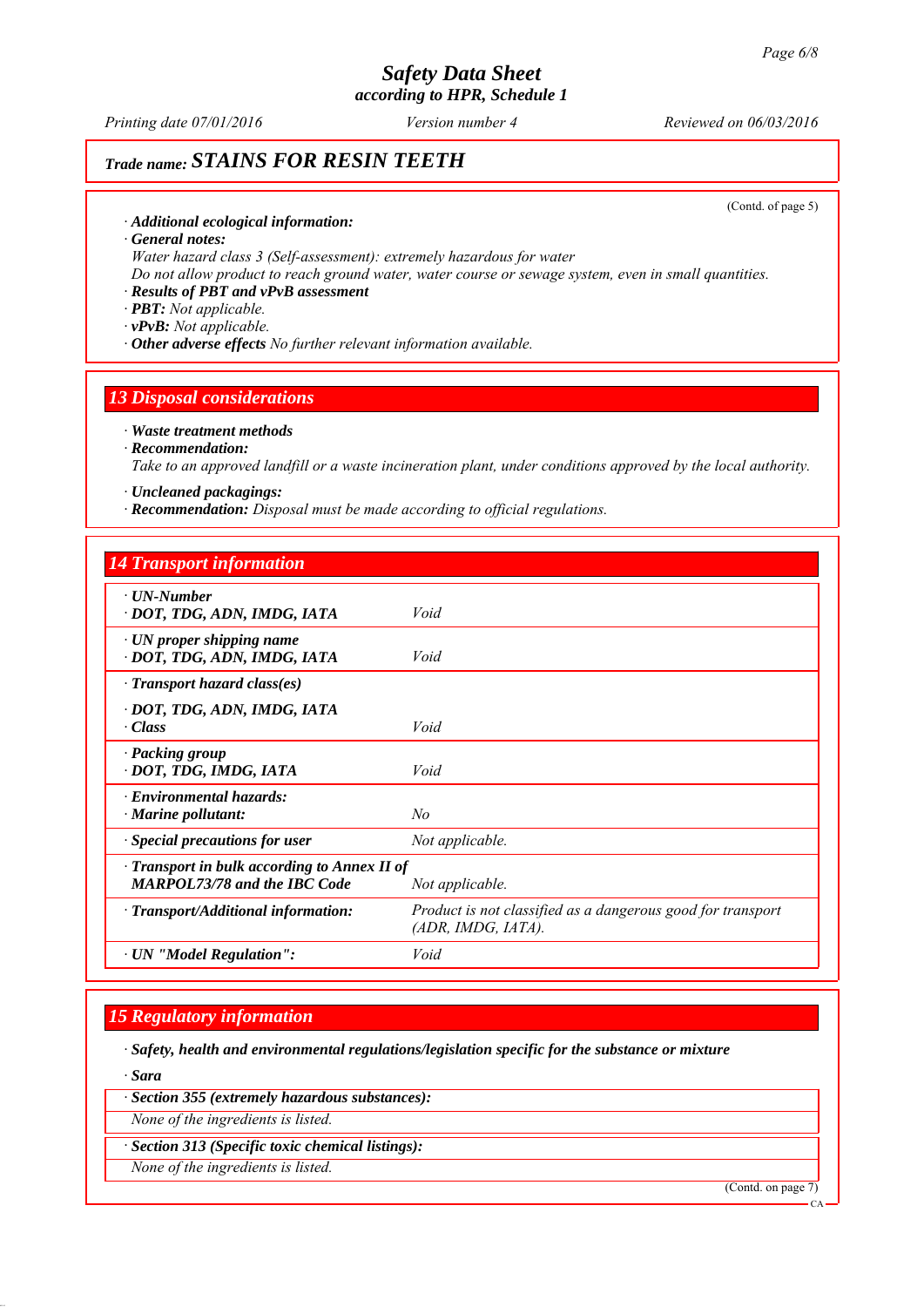# Safety Data Sheet
according to HPR, Schedule 1

Printing date 07/01/2016 | Version number 4 | Reviewed on 06/03/2016

## Trade name: STAINS FOR RESIN TEETH

(Contd. of page 5)

· **Additional ecological information:**
· **General notes:**
Water hazard class 3 (Self-assessment): extremely hazardous for water
Do not allow product to reach ground water, water course or sewage system, even in small quantities.
· **Results of PBT and vPvB assessment**
· **PBT:** Not applicable.
· **vPvB:** Not applicable.
· **Other adverse effects** No further relevant information available.

## 13 Disposal considerations

· **Waste treatment methods**
· **Recommendation:**
Take to an approved landfill or a waste incineration plant, under conditions approved by the local authority.

· **Uncleaned packagings:**
· **Recommendation:** Disposal must be made according to official regulations.

## 14 Transport information

| | |
|---|---|
| · **UN-Number**<br>· **DOT, TDG, ADN, IMDG, IATA** | Void |
| · **UN proper shipping name**<br>· **DOT, TDG, ADN, IMDG, IATA** | Void |
| · **Transport hazard class(es)**<br>· **DOT, TDG, ADN, IMDG, IATA**<br>· **Class** | Void |
| · **Packing group**<br>· **DOT, TDG, IMDG, IATA** | Void |
| · **Environmental hazards:**<br>· **Marine pollutant:** | No |
| · **Special precautions for user** | Not applicable. |
| · **Transport in bulk according to Annex II of MARPOL73/78 and the IBC Code** | Not applicable. |
| · **Transport/Additional information:** | Product is not classified as a dangerous good for transport (ADR, IMDG, IATA). |
| · **UN "Model Regulation":** | Void |

## 15 Regulatory information

· **Safety, health and environmental regulations/legislation specific for the substance or mixture**

· **Sara**

· **Section 355 (extremely hazardous substances):**
None of the ingredients is listed.

· **Section 313 (Specific toxic chemical listings):**
None of the ingredients is listed.

(Contd. on page 7)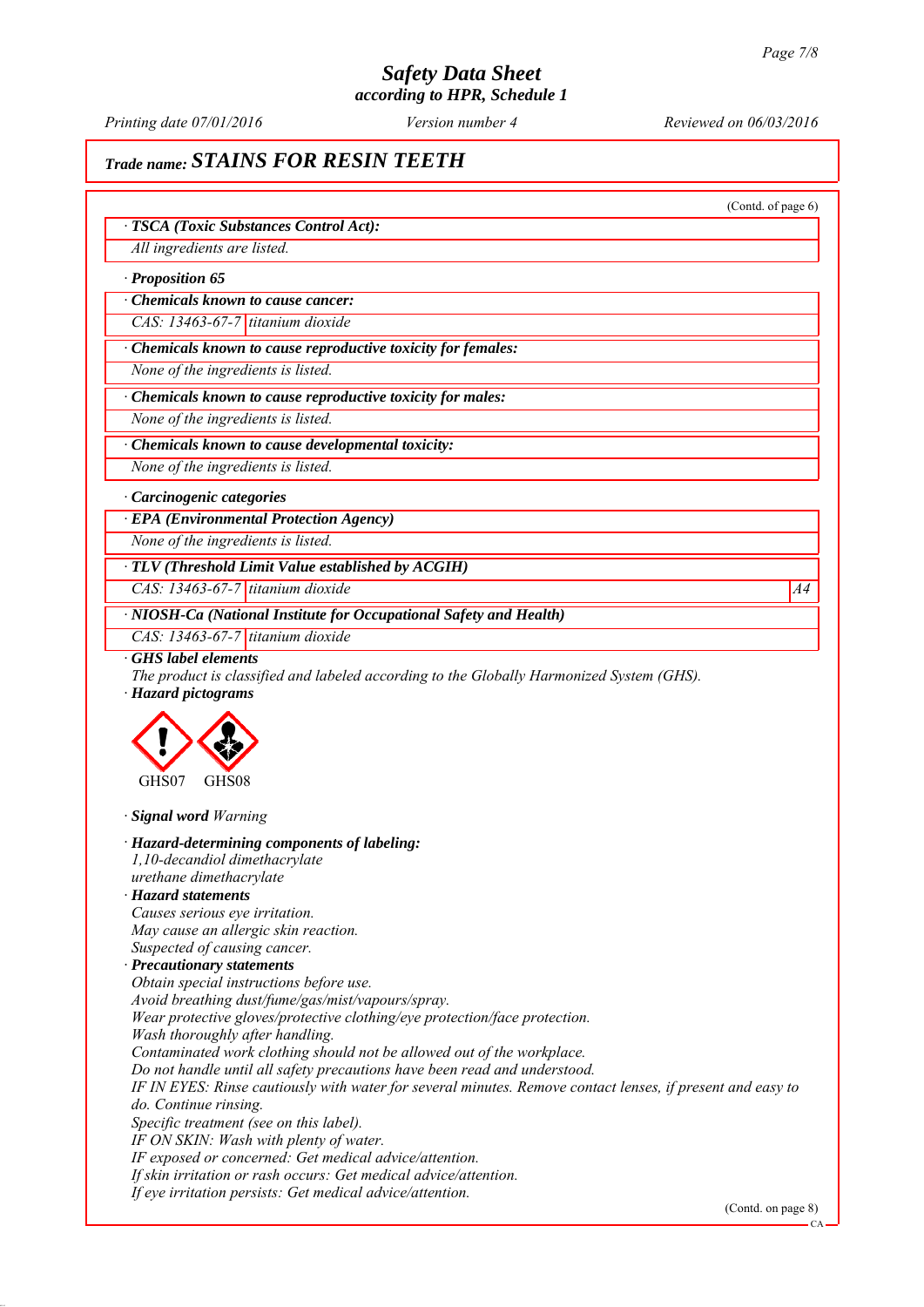# Trade name: STAINS FOR RESIN TEETH

(Contd. of page 6)

**· TSCA (Toxic Substances Control Act):**

All ingredients are listed.

**· Proposition 65**

**· Chemicals known to cause cancer:**

| CAS: 13463-67-7 | titanium dioxide |
|---|---|

**· Chemicals known to cause reproductive toxicity for females:**

None of the ingredients is listed.

**· Chemicals known to cause reproductive toxicity for males:**

None of the ingredients is listed.

**· Chemicals known to cause developmental toxicity:**

None of the ingredients is listed.

**· Carcinogenic categories**

**· EPA (Environmental Protection Agency)**

None of the ingredients is listed.

**· TLV (Threshold Limit Value established by ACGIH)**

| CAS: 13463-67-7 | titanium dioxide | A4 |
|---|---|---|

**· NIOSH-Ca (National Institute for Occupational Safety and Health)**

| CAS: 13463-67-7 | titanium dioxide |
|---|---|

**· GHS label elements**

The product is classified and labeled according to the Globally Harmonized System (GHS).

**· Hazard pictograms**

GHS07 GHS08

**· Signal word** Warning

**· Hazard-determining components of labeling:**

1,10-decandiol dimethacrylate
urethane dimethacrylate

**· Hazard statements**

Causes serious eye irritation.
May cause an allergic skin reaction.
Suspected of causing cancer.

**· Precautionary statements**

Obtain special instructions before use.
Avoid breathing dust/fume/gas/mist/vapours/spray.
Wear protective gloves/protective clothing/eye protection/face protection.
Wash thoroughly after handling.
Contaminated work clothing should not be allowed out of the workplace.
Do not handle until all safety precautions have been read and understood.
IF IN EYES: Rinse cautiously with water for several minutes. Remove contact lenses, if present and easy to do. Continue rinsing.
Specific treatment (see on this label).
IF ON SKIN: Wash with plenty of water.
IF exposed or concerned: Get medical advice/attention.
If skin irritation or rash occurs: Get medical advice/attention.
If eye irritation persists: Get medical advice/attention.

(Contd. on page 8)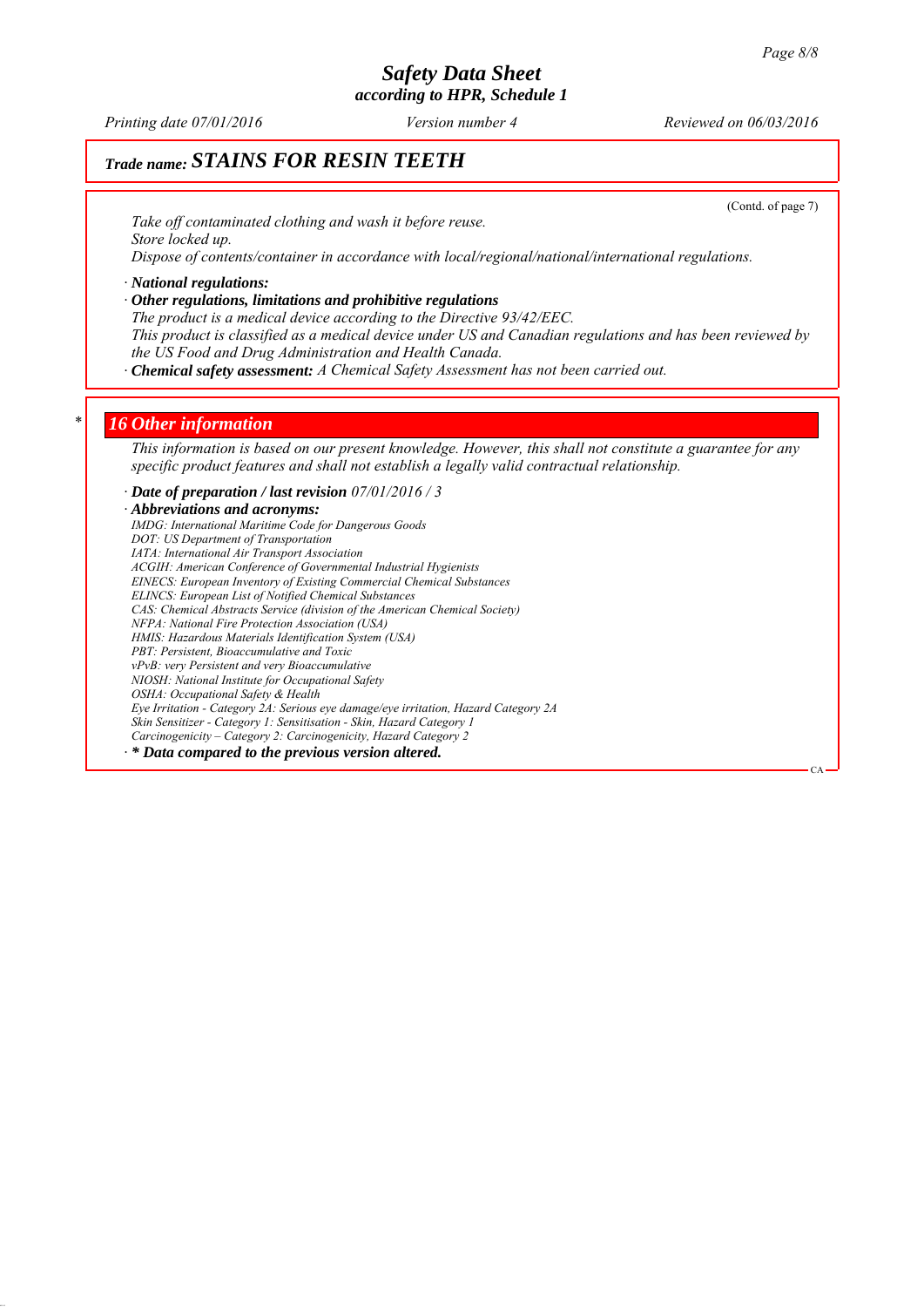*Trade name:* ***STAINS FOR RESIN TEETH***

(Contd. of page 7)

*Take off contaminated clothing and wash it before reuse.*
*Store locked up.*
*Dispose of contents/container in accordance with local/regional/national/international regulations.*

· ***National regulations:***

· ***Other regulations, limitations and prohibitive regulations***
*The product is a medical device according to the Directive 93/42/EEC.*
*This product is classified as a medical device under US and Canadian regulations and has been reviewed by the US Food and Drug Administration and Health Canada.*

· ***Chemical safety assessment:*** *A Chemical Safety Assessment has not been carried out.*

## * 16 Other information

*This information is based on our present knowledge. However, this shall not constitute a guarantee for any specific product features and shall not establish a legally valid contractual relationship.*

· ***Date of preparation / last revision*** *07/01/2016 / 3*

· ***Abbreviations and acronyms:***
*IMDG: International Maritime Code for Dangerous Goods*
*DOT: US Department of Transportation*
*IATA: International Air Transport Association*
*ACGIH: American Conference of Governmental Industrial Hygienists*
*EINECS: European Inventory of Existing Commercial Chemical Substances*
*ELINCS: European List of Notified Chemical Substances*
*CAS: Chemical Abstracts Service (division of the American Chemical Society)*
*NFPA: National Fire Protection Association (USA)*
*HMIS: Hazardous Materials Identification System (USA)*
*PBT: Persistent, Bioaccumulative and Toxic*
*vPvB: very Persistent and very Bioaccumulative*
*NIOSH: National Institute for Occupational Safety*
*OSHA: Occupational Safety & Health*
*Eye Irritation - Category 2A: Serious eye damage/eye irritation, Hazard Category 2A*
*Skin Sensitizer - Category 1: Sensitisation - Skin, Hazard Category 1*
*Carcinogenicity – Category 2: Carcinogenicity, Hazard Category 2*

· ***\* Data compared to the previous version altered.***

CA